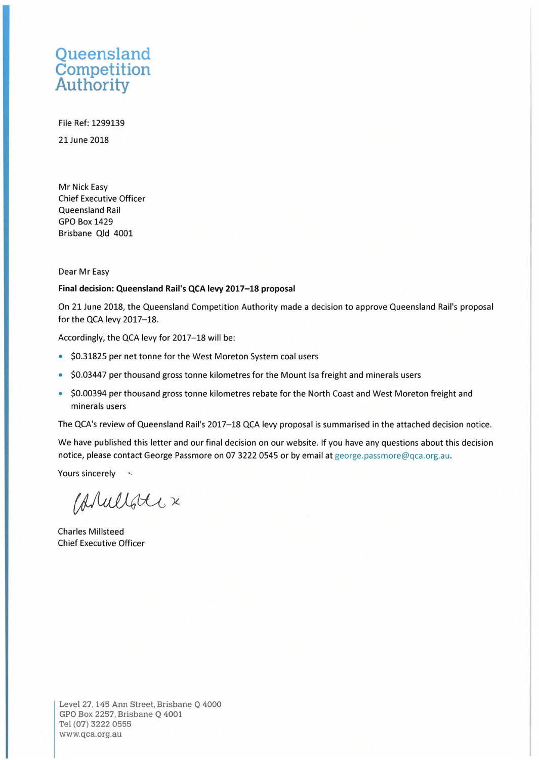# Queensland Competition Authority

File Ref: 1299139

21 June 2018

Mr Nick Easy
Chief Executive Officer
Queensland Rail
GPO Box 1429
Brisbane Qld 4001

Dear Mr Easy

**Final decision: Queensland Rail's QCA levy 2017–18 proposal**

On 21 June 2018, the Queensland Competition Authority made a decision to approve Queensland Rail's proposal for the QCA levy 2017–18.

Accordingly, the QCA levy for 2017–18 will be:

- $0.31825 per net tonne for the West Moreton System coal users
- $0.03447 per thousand gross tonne kilometres for the Mount Isa freight and minerals users
- $0.00394 per thousand gross tonne kilometres rebate for the North Coast and West Moreton freight and minerals users

The QCA's review of Queensland Rail's 2017–18 QCA levy proposal is summarised in the attached decision notice.

We have published this letter and our final decision on our website. If you have any questions about this decision notice, please contact George Passmore on 07 3222 0545 or by email at george.passmore@qca.org.au.

Yours sincerely

Charles Millsteed
Chief Executive Officer

Level 27, 145 Ann Street, Brisbane Q 4000
GPO Box 2257, Brisbane Q 4001
Tel (07) 3222 0555
www.qca.org.au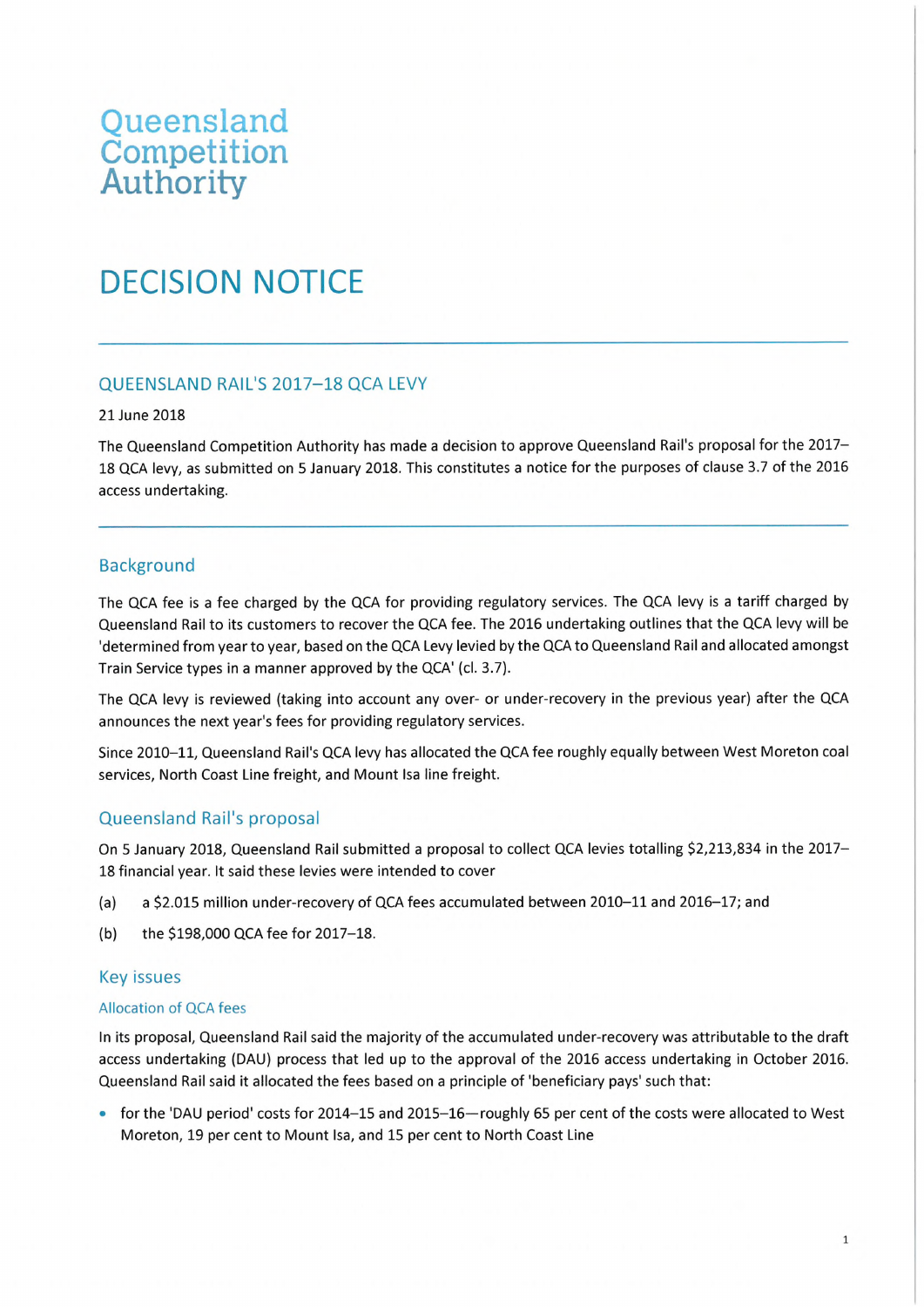Queensland Competition Authority

# DECISION NOTICE

## QUEENSLAND RAIL'S 2017–18 QCA LEVY

21 June 2018

The Queensland Competition Authority has made a decision to approve Queensland Rail's proposal for the 2017–18 QCA levy, as submitted on 5 January 2018. This constitutes a notice for the purposes of clause 3.7 of the 2016 access undertaking.

## Background

The QCA fee is a fee charged by the QCA for providing regulatory services. The QCA levy is a tariff charged by Queensland Rail to its customers to recover the QCA fee. The 2016 undertaking outlines that the QCA levy will be 'determined from year to year, based on the QCA Levy levied by the QCA to Queensland Rail and allocated amongst Train Service types in a manner approved by the QCA' (cl. 3.7).

The QCA levy is reviewed (taking into account any over- or under-recovery in the previous year) after the QCA announces the next year's fees for providing regulatory services.

Since 2010–11, Queensland Rail's QCA levy has allocated the QCA fee roughly equally between West Moreton coal services, North Coast Line freight, and Mount Isa line freight.

## Queensland Rail's proposal

On 5 January 2018, Queensland Rail submitted a proposal to collect QCA levies totalling $2,213,834 in the 2017–18 financial year. It said these levies were intended to cover

(a) a $2.015 million under-recovery of QCA fees accumulated between 2010–11 and 2016–17; and

(b) the $198,000 QCA fee for 2017–18.

## Key issues

### Allocation of QCA fees

In its proposal, Queensland Rail said the majority of the accumulated under-recovery was attributable to the draft access undertaking (DAU) process that led up to the approval of the 2016 access undertaking in October 2016. Queensland Rail said it allocated the fees based on a principle of 'beneficiary pays' such that:

- for the 'DAU period' costs for 2014–15 and 2015–16—roughly 65 per cent of the costs were allocated to West Moreton, 19 per cent to Mount Isa, and 15 per cent to North Coast Line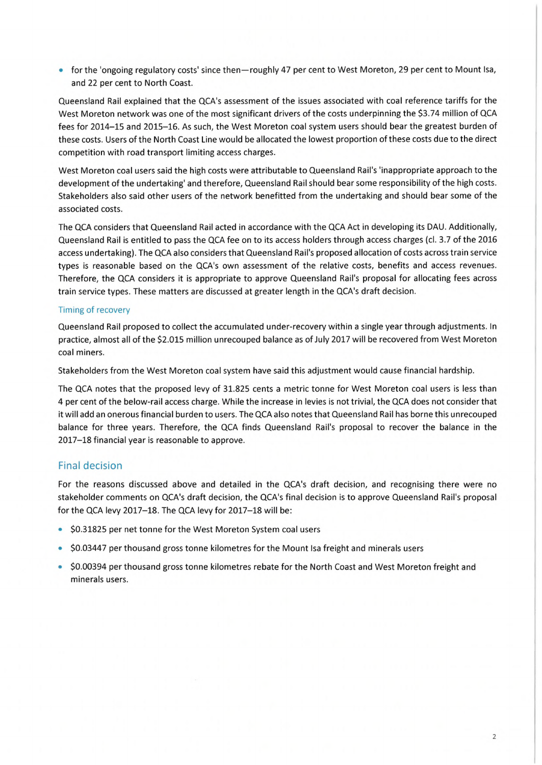- for the 'ongoing regulatory costs' since then—roughly 47 per cent to West Moreton, 29 per cent to Mount Isa, and 22 per cent to North Coast.

Queensland Rail explained that the QCA's assessment of the issues associated with coal reference tariffs for the West Moreton network was one of the most significant drivers of the costs underpinning the $3.74 million of QCA fees for 2014–15 and 2015–16. As such, the West Moreton coal system users should bear the greatest burden of these costs. Users of the North Coast Line would be allocated the lowest proportion of these costs due to the direct competition with road transport limiting access charges.

West Moreton coal users said the high costs were attributable to Queensland Rail's 'inappropriate approach to the development of the undertaking' and therefore, Queensland Rail should bear some responsibility of the high costs. Stakeholders also said other users of the network benefitted from the undertaking and should bear some of the associated costs.

The QCA considers that Queensland Rail acted in accordance with the QCA Act in developing its DAU. Additionally, Queensland Rail is entitled to pass the QCA fee on to its access holders through access charges (cl. 3.7 of the 2016 access undertaking). The QCA also considers that Queensland Rail's proposed allocation of costs across train service types is reasonable based on the QCA's own assessment of the relative costs, benefits and access revenues. Therefore, the QCA considers it is appropriate to approve Queensland Rail's proposal for allocating fees across train service types. These matters are discussed at greater length in the QCA's draft decision.

### Timing of recovery

Queensland Rail proposed to collect the accumulated under-recovery within a single year through adjustments. In practice, almost all of the $2.015 million unrecouped balance as of July 2017 will be recovered from West Moreton coal miners.

Stakeholders from the West Moreton coal system have said this adjustment would cause financial hardship.

The QCA notes that the proposed levy of 31.825 cents a metric tonne for West Moreton coal users is less than 4 per cent of the below-rail access charge. While the increase in levies is not trivial, the QCA does not consider that it will add an onerous financial burden to users. The QCA also notes that Queensland Rail has borne this unrecouped balance for three years. Therefore, the QCA finds Queensland Rail's proposal to recover the balance in the 2017–18 financial year is reasonable to approve.

## Final decision

For the reasons discussed above and detailed in the QCA's draft decision, and recognising there were no stakeholder comments on QCA's draft decision, the QCA's final decision is to approve Queensland Rail's proposal for the QCA levy 2017–18. The QCA levy for 2017–18 will be:

- $0.31825 per net tonne for the West Moreton System coal users
- $0.03447 per thousand gross tonne kilometres for the Mount Isa freight and minerals users
- $0.00394 per thousand gross tonne kilometres rebate for the North Coast and West Moreton freight and minerals users.